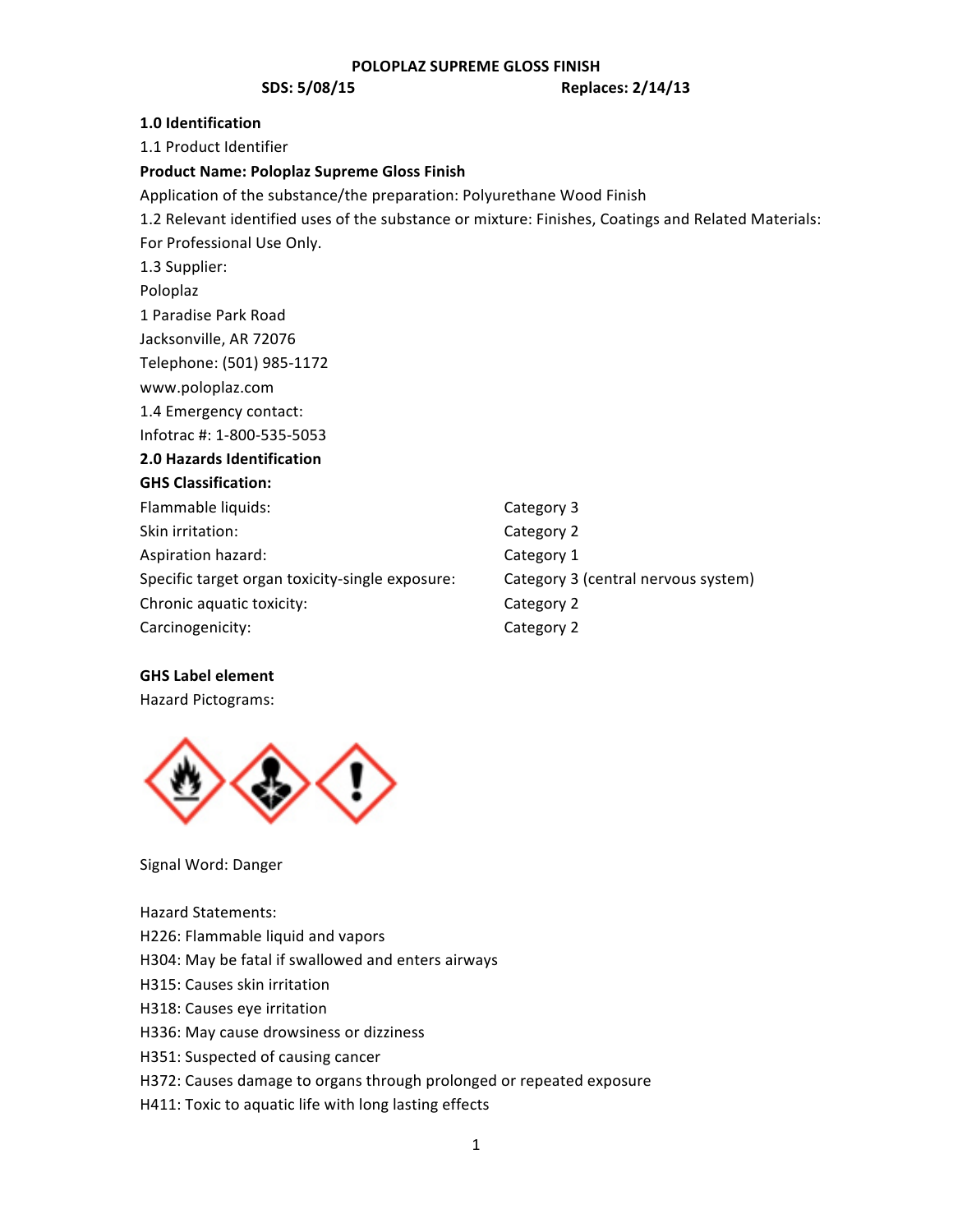**POLOPLAZ SUPREME GLOSS FINISH**

**SDS: 5/08/15** **Replaces: 2/14/13**

## 1.0 Identification

1.1 Product Identifier

**Product Name: Poloplaz Supreme Gloss Finish**

Application of the substance/the preparation: Polyurethane Wood Finish

1.2 Relevant identified uses of the substance or mixture: Finishes, Coatings and Related Materials: For Professional Use Only.

1.3 Supplier:

Poloplaz
1 Paradise Park Road
Jacksonville, AR 72076
Telephone: (501) 985-1172
www.poloplaz.com

1.4 Emergency contact:

Infotrac #: 1-800-535-5053

## 2.0 Hazards Identification

**GHS Classification:**

| | |
|---|---|
| Flammable liquids: | Category 3 |
| Skin irritation: | Category 2 |
| Aspiration hazard: | Category 1 |
| Specific target organ toxicity-single exposure: | Category 3 (central nervous system) |
| Chronic aquatic toxicity: | Category 2 |
| Carcinogenicity: | Category 2 |

**GHS Label element**

Hazard Pictograms:

Signal Word: Danger

Hazard Statements:

H226: Flammable liquid and vapors
H304: May be fatal if swallowed and enters airways
H315: Causes skin irritation
H318: Causes eye irritation
H336: May cause drowsiness or dizziness
H351: Suspected of causing cancer
H372: Causes damage to organs through prolonged or repeated exposure
H411: Toxic to aquatic life with long lasting effects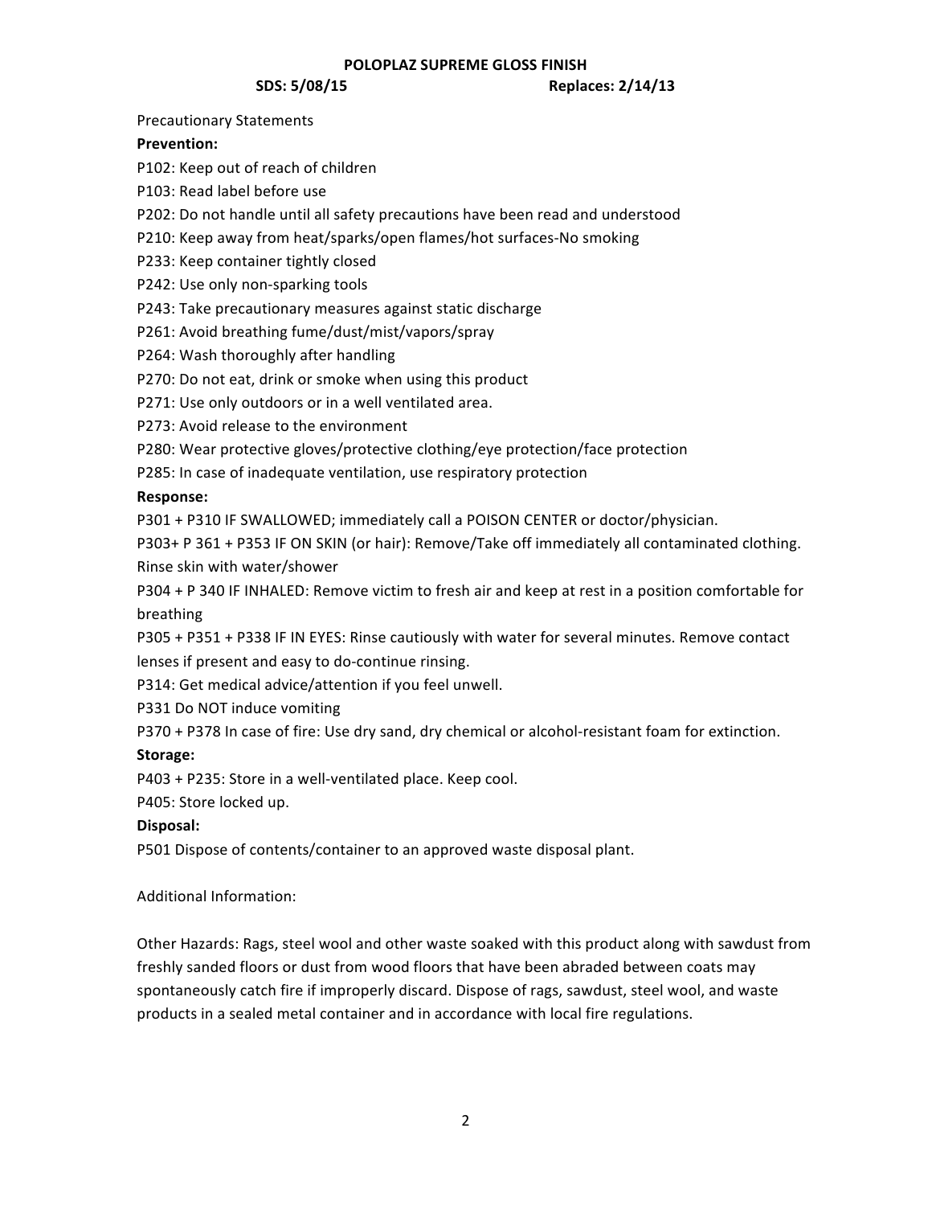Precautionary Statements

**Prevention:**

P102: Keep out of reach of children

P103: Read label before use

P202: Do not handle until all safety precautions have been read and understood

P210: Keep away from heat/sparks/open flames/hot surfaces-No smoking

P233: Keep container tightly closed

P242: Use only non-sparking tools

P243: Take precautionary measures against static discharge

P261: Avoid breathing fume/dust/mist/vapors/spray

P264: Wash thoroughly after handling

P270: Do not eat, drink or smoke when using this product

P271: Use only outdoors or in a well ventilated area.

P273: Avoid release to the environment

P280: Wear protective gloves/protective clothing/eye protection/face protection

P285: In case of inadequate ventilation, use respiratory protection

**Response:**

P301 + P310 IF SWALLOWED; immediately call a POISON CENTER or doctor/physician.

P303+ P 361 + P353 IF ON SKIN (or hair): Remove/Take off immediately all contaminated clothing. Rinse skin with water/shower

P304 + P 340 IF INHALED: Remove victim to fresh air and keep at rest in a position comfortable for breathing

P305 + P351 + P338 IF IN EYES: Rinse cautiously with water for several minutes. Remove contact lenses if present and easy to do-continue rinsing.

P314: Get medical advice/attention if you feel unwell.

P331 Do NOT induce vomiting

P370 + P378 In case of fire: Use dry sand, dry chemical or alcohol-resistant foam for extinction.

**Storage:**

P403 + P235: Store in a well-ventilated place. Keep cool.

P405: Store locked up.

**Disposal:**

P501 Dispose of contents/container to an approved waste disposal plant.

Additional Information:

Other Hazards: Rags, steel wool and other waste soaked with this product along with sawdust from freshly sanded floors or dust from wood floors that have been abraded between coats may spontaneously catch fire if improperly discard. Dispose of rags, sawdust, steel wool, and waste products in a sealed metal container and in accordance with local fire regulations.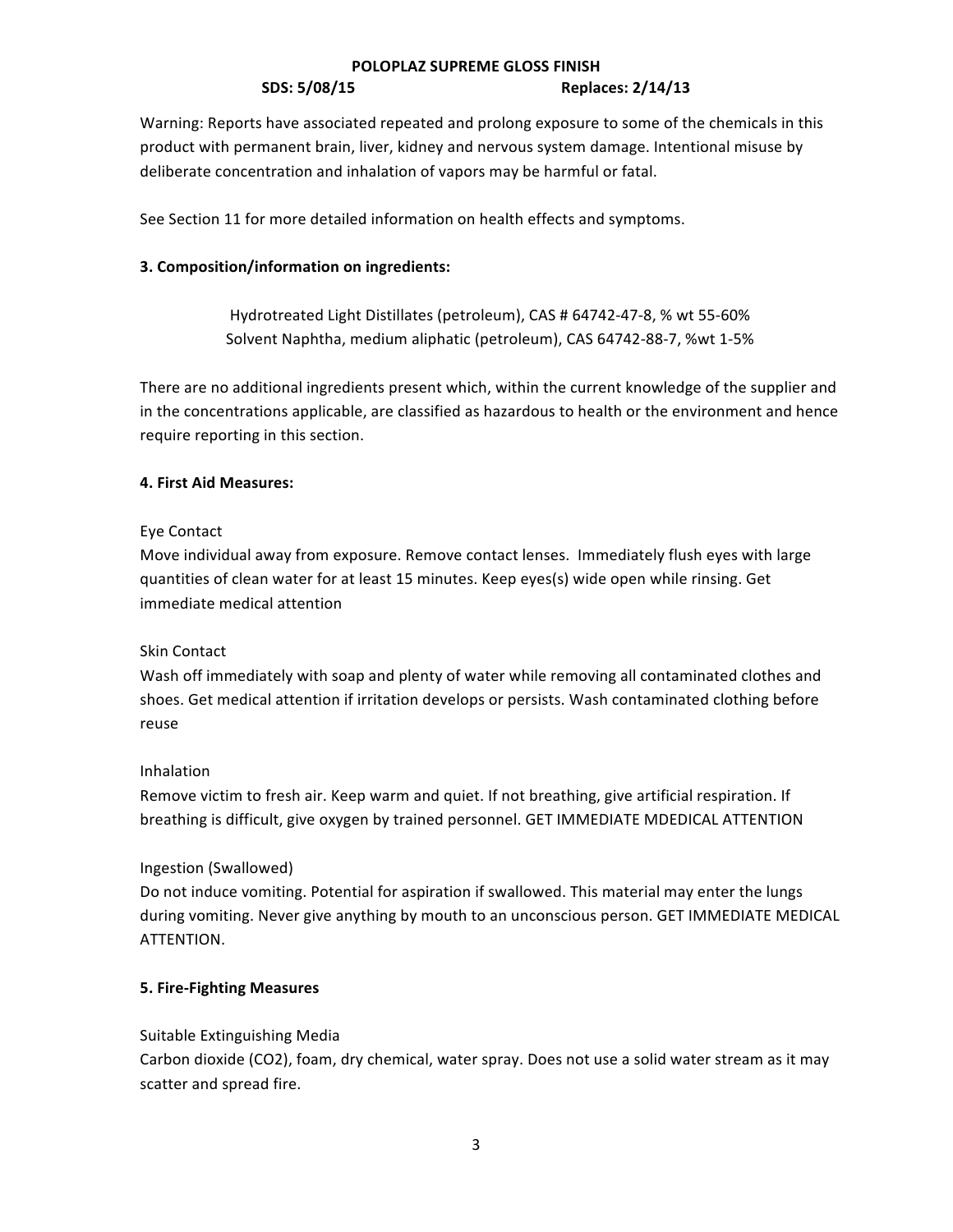Warning: Reports have associated repeated and prolong exposure to some of the chemicals in this product with permanent brain, liver, kidney and nervous system damage. Intentional misuse by deliberate concentration and inhalation of vapors may be harmful or fatal.

See Section 11 for more detailed information on health effects and symptoms.

## 3. Composition/information on ingredients:

Hydrotreated Light Distillates (petroleum), CAS # 64742-47-8, % wt 55-60%
Solvent Naphtha, medium aliphatic (petroleum), CAS 64742-88-7, %wt 1-5%

There are no additional ingredients present which, within the current knowledge of the supplier and in the concentrations applicable, are classified as hazardous to health or the environment and hence require reporting in this section.

## 4. First Aid Measures:

Eye Contact
Move individual away from exposure. Remove contact lenses. Immediately flush eyes with large quantities of clean water for at least 15 minutes. Keep eyes(s) wide open while rinsing. Get immediate medical attention

Skin Contact
Wash off immediately with soap and plenty of water while removing all contaminated clothes and shoes. Get medical attention if irritation develops or persists. Wash contaminated clothing before reuse

Inhalation
Remove victim to fresh air. Keep warm and quiet. If not breathing, give artificial respiration. If breathing is difficult, give oxygen by trained personnel. GET IMMEDIATE MDEDICAL ATTENTION

Ingestion (Swallowed)
Do not induce vomiting. Potential for aspiration if swallowed. This material may enter the lungs during vomiting. Never give anything by mouth to an unconscious person. GET IMMEDIATE MEDICAL ATTENTION.

## 5. Fire-Fighting Measures

Suitable Extinguishing Media
Carbon dioxide ($CO_2$), foam, dry chemical, water spray. Does not use a solid water stream as it may scatter and spread fire.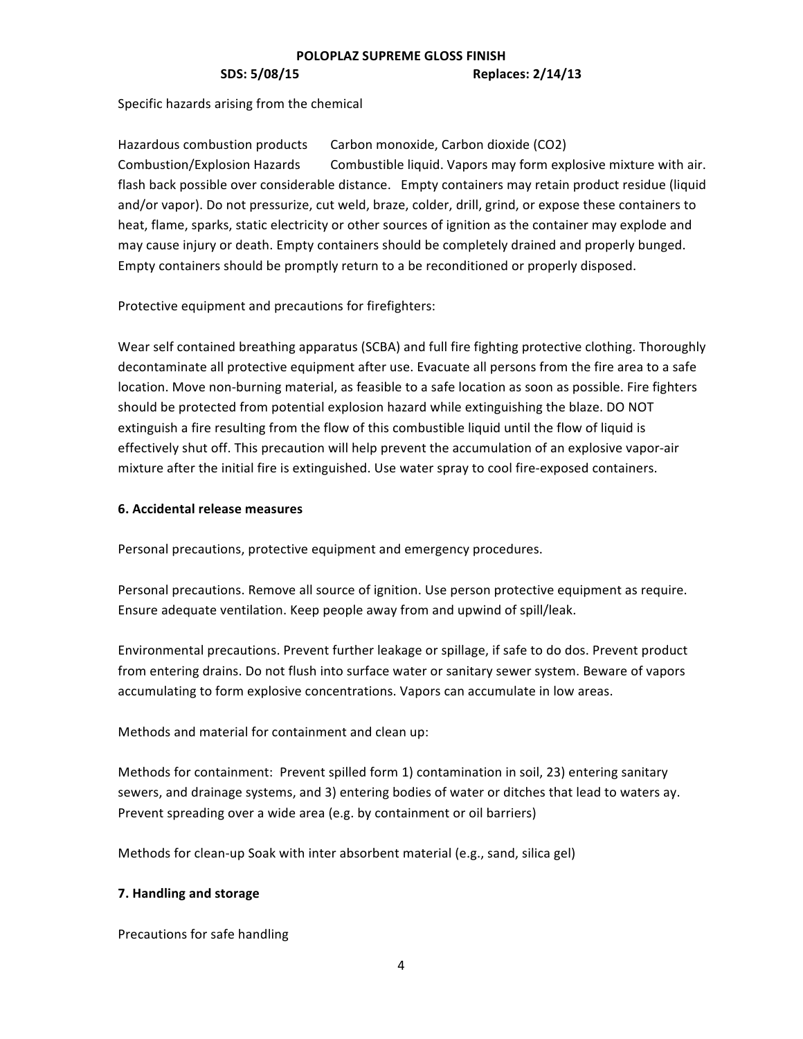Specific hazards arising from the chemical

Hazardous combustion products    Carbon monoxide, Carbon dioxide ($CO_2$)
Combustion/Explosion Hazards    Combustible liquid. Vapors may form explosive mixture with air. flash back possible over considerable distance. Empty containers may retain product residue (liquid and/or vapor). Do not pressurize, cut weld, braze, colder, drill, grind, or expose these containers to heat, flame, sparks, static electricity or other sources of ignition as the container may explode and may cause injury or death. Empty containers should be completely drained and properly bunged. Empty containers should be promptly return to a be reconditioned or properly disposed.

Protective equipment and precautions for firefighters:

Wear self contained breathing apparatus (SCBA) and full fire fighting protective clothing. Thoroughly decontaminate all protective equipment after use. Evacuate all persons from the fire area to a safe location. Move non-burning material, as feasible to a safe location as soon as possible. Fire fighters should be protected from potential explosion hazard while extinguishing the blaze. DO NOT extinguish a fire resulting from the flow of this combustible liquid until the flow of liquid is effectively shut off. This precaution will help prevent the accumulation of an explosive vapor-air mixture after the initial fire is extinguished. Use water spray to cool fire-exposed containers.

## 6. Accidental release measures

Personal precautions, protective equipment and emergency procedures.

Personal precautions. Remove all source of ignition. Use person protective equipment as require. Ensure adequate ventilation. Keep people away from and upwind of spill/leak.

Environmental precautions. Prevent further leakage or spillage, if safe to do dos. Prevent product from entering drains. Do not flush into surface water or sanitary sewer system. Beware of vapors accumulating to form explosive concentrations. Vapors can accumulate in low areas.

Methods and material for containment and clean up:

Methods for containment: Prevent spilled form 1) contamination in soil, 23) entering sanitary sewers, and drainage systems, and 3) entering bodies of water or ditches that lead to waters ay. Prevent spreading over a wide area (e.g. by containment or oil barriers)

Methods for clean-up Soak with inter absorbent material (e.g., sand, silica gel)

## 7. Handling and storage

Precautions for safe handling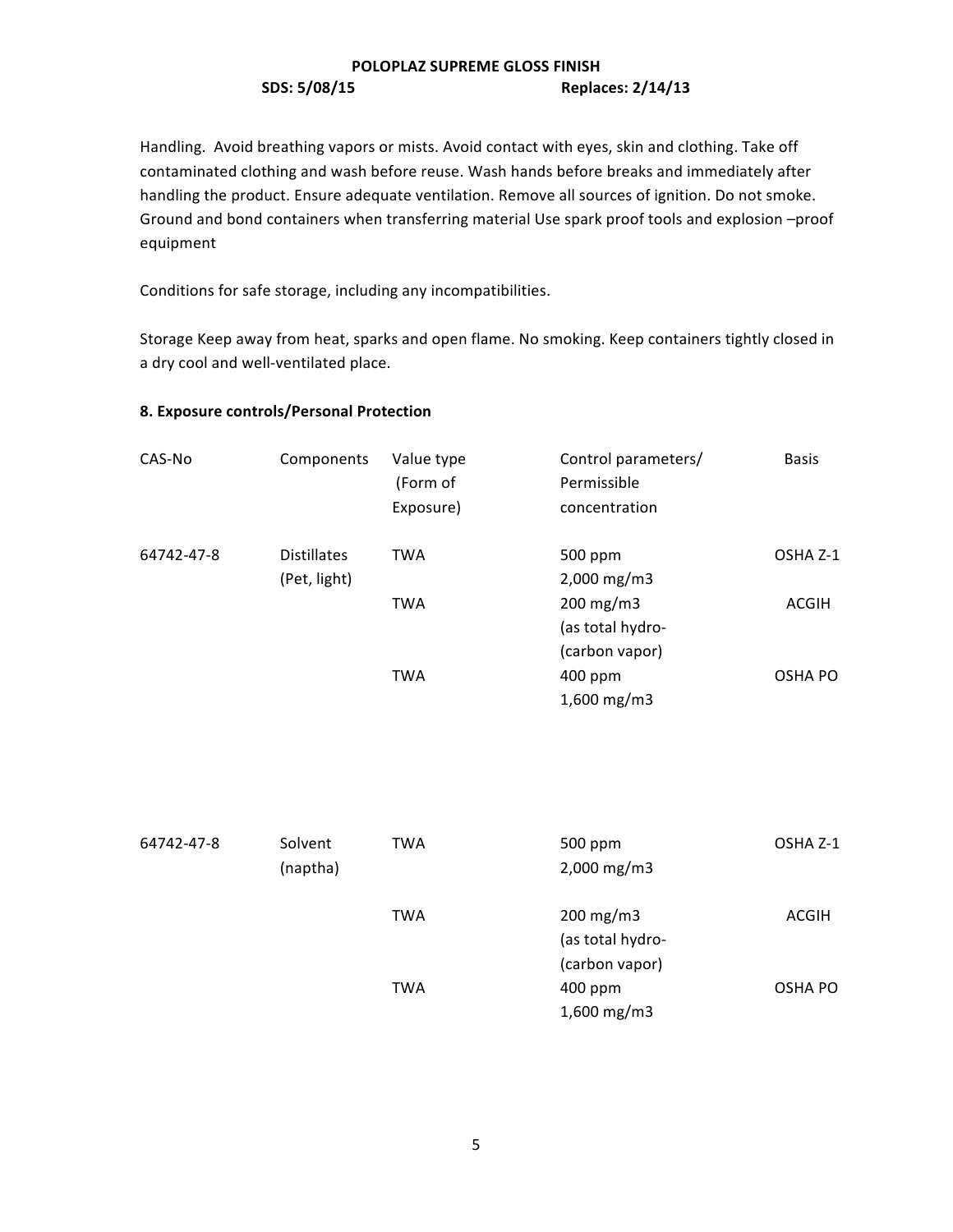Handling. Avoid breathing vapors or mists. Avoid contact with eyes, skin and clothing. Take off contaminated clothing and wash before reuse. Wash hands before breaks and immediately after handling the product. Ensure adequate ventilation. Remove all sources of ignition. Do not smoke. Ground and bond containers when transferring material Use spark proof tools and explosion –proof equipment

Conditions for safe storage, including any incompatibilities.

Storage Keep away from heat, sparks and open flame. No smoking. Keep containers tightly closed in a dry cool and well-ventilated place.

## 8. Exposure controls/Personal Protection

| CAS-No | Components | Value type (Form of Exposure) | Control parameters/ Permissible concentration | Basis |
|---|---|---|---|---|
| 64742-47-8 | Distillates (Pet, light) | TWA | 500 ppm 2,000 mg/m3 | OSHA Z-1 |
| | | TWA | 200 mg/m3 (as total hydro- (carbon vapor) | ACGIH |
| | | TWA | 400 ppm 1,600 mg/m3 | OSHA PO |
| 64742-47-8 | Solvent (naptha) | TWA | 500 ppm 2,000 mg/m3 | OSHA Z-1 |
| | | TWA | 200 mg/m3 (as total hydro- (carbon vapor) | ACGIH |
| | | TWA | 400 ppm 1,600 mg/m3 | OSHA PO |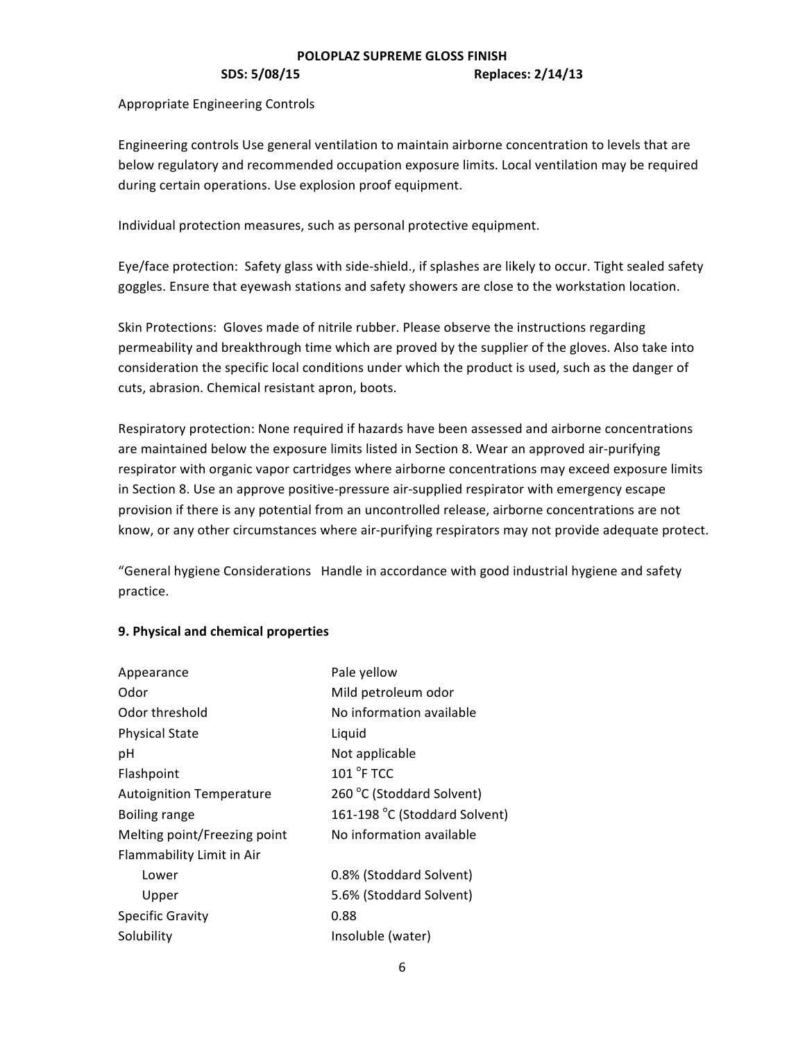Appropriate Engineering Controls

Engineering controls Use general ventilation to maintain airborne concentration to levels that are below regulatory and recommended occupation exposure limits. Local ventilation may be required during certain operations. Use explosion proof equipment.

Individual protection measures, such as personal protective equipment.

Eye/face protection: Safety glass with side-shield., if splashes are likely to occur. Tight sealed safety goggles. Ensure that eyewash stations and safety showers are close to the workstation location.

Skin Protections: Gloves made of nitrile rubber. Please observe the instructions regarding permeability and breakthrough time which are proved by the supplier of the gloves. Also take into consideration the specific local conditions under which the product is used, such as the danger of cuts, abrasion. Chemical resistant apron, boots.

Respiratory protection: None required if hazards have been assessed and airborne concentrations are maintained below the exposure limits listed in Section 8. Wear an approved air-purifying respirator with organic vapor cartridges where airborne concentrations may exceed exposure limits in Section 8. Use an approve positive-pressure air-supplied respirator with emergency escape provision if there is any potential from an uncontrolled release, airborne concentrations are not know, or any other circumstances where air-purifying respirators may not provide adequate protect.

"General hygiene Considerations Handle in accordance with good industrial hygiene and safety practice.

## 9. Physical and chemical properties

| | |
|---|---|
| Appearance | Pale yellow |
| Odor | Mild petroleum odor |
| Odor threshold | No information available |
| Physical State | Liquid |
| pH | Not applicable |
| Flashpoint | 101 °F TCC |
| Autoignition Temperature | 260 °C (Stoddard Solvent) |
| Boiling range | 161-198 °C (Stoddard Solvent) |
| Melting point/Freezing point | No information available |
| Flammability Limit in Air | |
| Lower | 0.8% (Stoddard Solvent) |
| Upper | 5.6% (Stoddard Solvent) |
| Specific Gravity | 0.88 |
| Solubility | Insoluble (water) |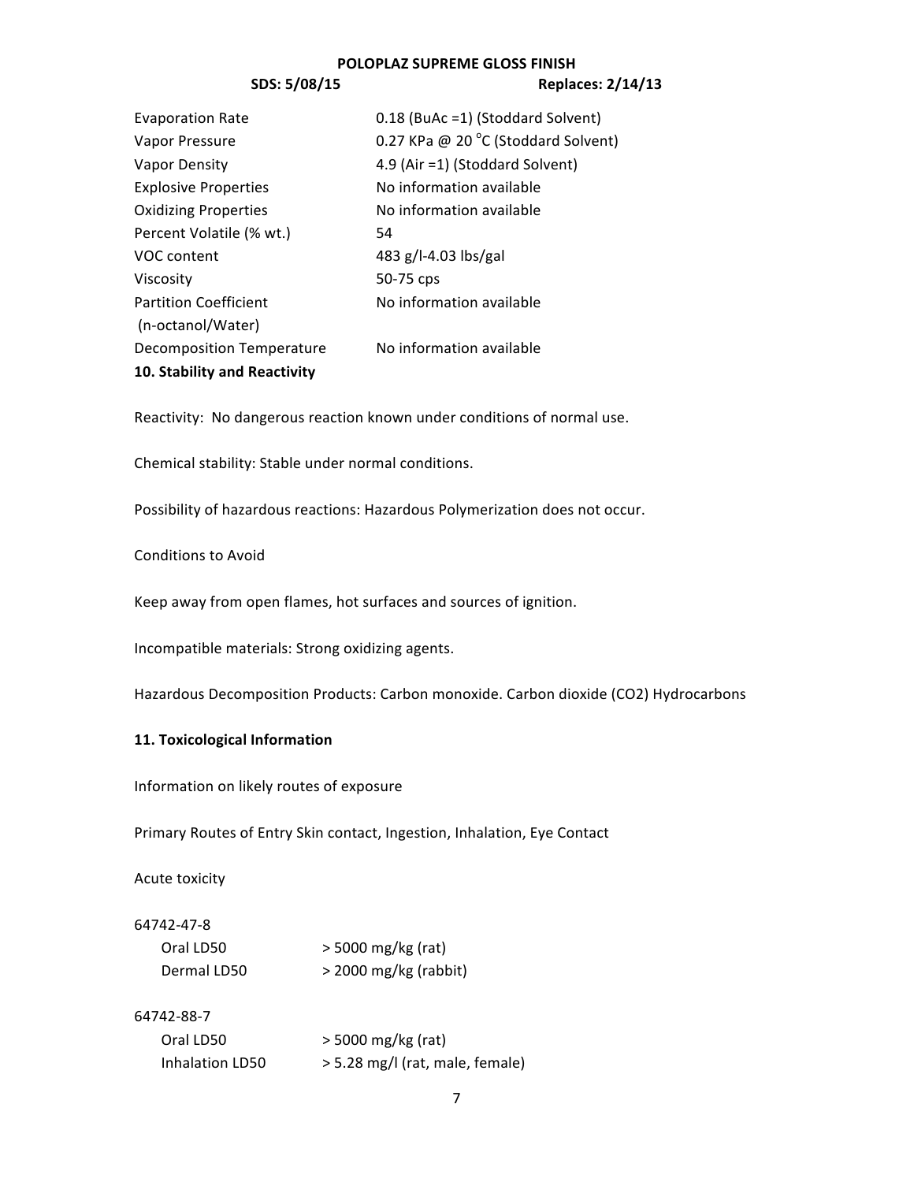| | |
|---|---|
| Evaporation Rate | 0.18 (BuAc =1) (Stoddard Solvent) |
| Vapor Pressure | 0.27 KPa @ 20 °C (Stoddard Solvent) |
| Vapor Density | 4.9 (Air =1) (Stoddard Solvent) |
| Explosive Properties | No information available |
| Oxidizing Properties | No information available |
| Percent Volatile (% wt.) | 54 |
| VOC content | 483 g/l-4.03 lbs/gal |
| Viscosity | 50-75 cps |
| Partition Coefficient (n-octanol/Water) | No information available |
| Decomposition Temperature | No information available |

**10. Stability and Reactivity**

Reactivity: No dangerous reaction known under conditions of normal use.

Chemical stability: Stable under normal conditions.

Possibility of hazardous reactions: Hazardous Polymerization does not occur.

Conditions to Avoid

Keep away from open flames, hot surfaces and sources of ignition.

Incompatible materials: Strong oxidizing agents.

Hazardous Decomposition Products: Carbon monoxide. Carbon dioxide ($CO_2$) Hydrocarbons

**11. Toxicological Information**

Information on likely routes of exposure

Primary Routes of Entry Skin contact, Ingestion, Inhalation, Eye Contact

Acute toxicity

64742-47-8

| | |
|---|---|
| Oral LD50 | > 5000 mg/kg (rat) |
| Dermal LD50 | > 2000 mg/kg (rabbit) |

64742-88-7

| | |
|---|---|
| Oral LD50 | > 5000 mg/kg (rat) |
| Inhalation LD50 | > 5.28 mg/l (rat, male, female) |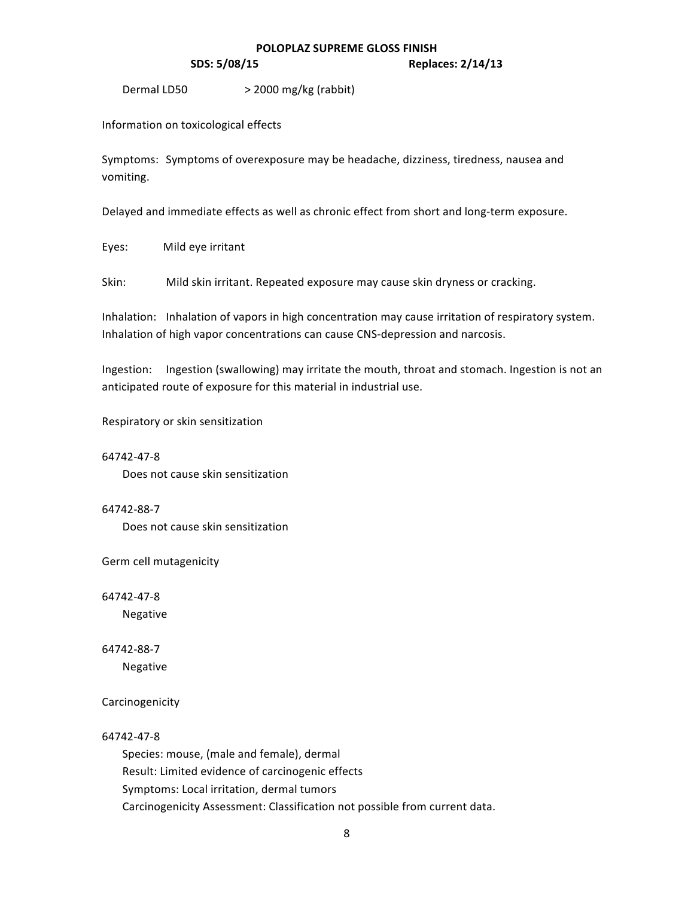Dermal LD50 > 2000 mg/kg (rabbit)

Information on toxicological effects

Symptoms: Symptoms of overexposure may be headache, dizziness, tiredness, nausea and vomiting.

Delayed and immediate effects as well as chronic effect from short and long-term exposure.

Eyes: Mild eye irritant

Skin: Mild skin irritant. Repeated exposure may cause skin dryness or cracking.

Inhalation: Inhalation of vapors in high concentration may cause irritation of respiratory system. Inhalation of high vapor concentrations can cause CNS-depression and narcosis.

Ingestion: Ingestion (swallowing) may irritate the mouth, throat and stomach. Ingestion is not an anticipated route of exposure for this material in industrial use.

Respiratory or skin sensitization

64742-47-8

Does not cause skin sensitization

64742-88-7

Does not cause skin sensitization

Germ cell mutagenicity

64742-47-8

Negative

64742-88-7

Negative

Carcinogenicity

64742-47-8

Species: mouse, (male and female), dermal
Result: Limited evidence of carcinogenic effects
Symptoms: Local irritation, dermal tumors
Carcinogenicity Assessment: Classification not possible from current data.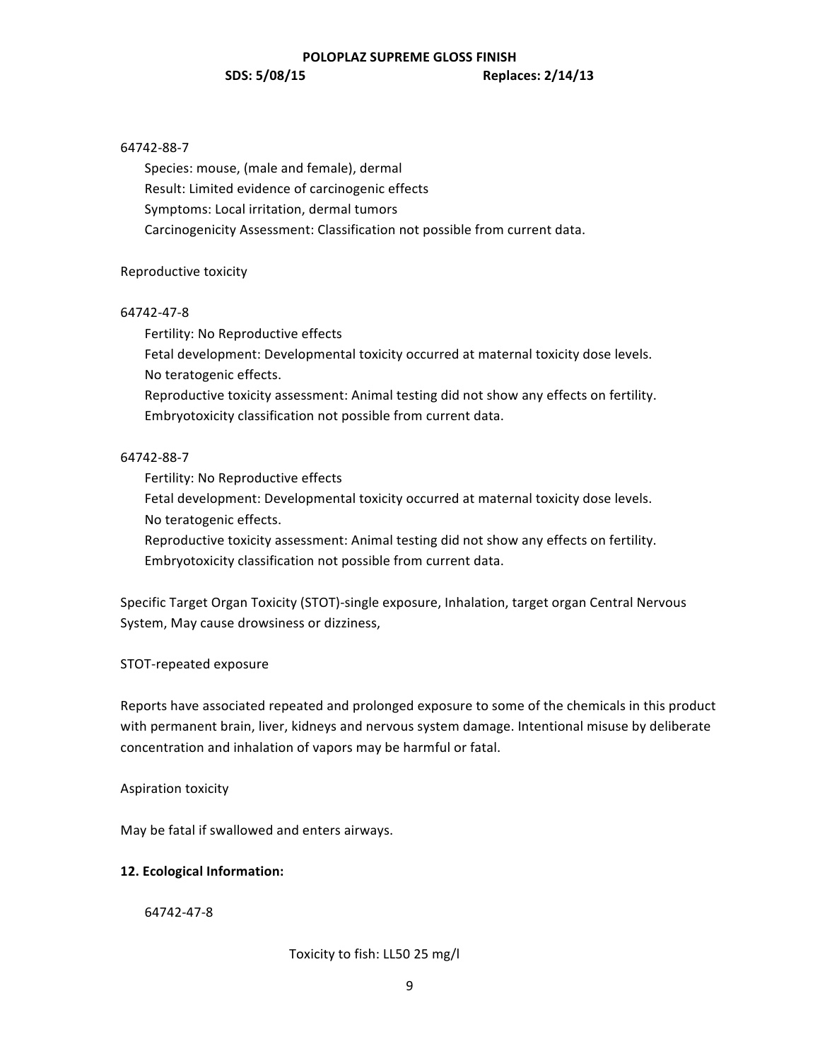64742-88-7

Species: mouse, (male and female), dermal
Result: Limited evidence of carcinogenic effects
Symptoms: Local irritation, dermal tumors
Carcinogenicity Assessment: Classification not possible from current data.

Reproductive toxicity

64742-47-8

Fertility: No Reproductive effects
Fetal development: Developmental toxicity occurred at maternal toxicity dose levels.
No teratogenic effects.
Reproductive toxicity assessment: Animal testing did not show any effects on fertility.
Embryotoxicity classification not possible from current data.

64742-88-7

Fertility: No Reproductive effects
Fetal development: Developmental toxicity occurred at maternal toxicity dose levels.
No teratogenic effects.
Reproductive toxicity assessment: Animal testing did not show any effects on fertility.
Embryotoxicity classification not possible from current data.

Specific Target Organ Toxicity (STOT)-single exposure, Inhalation, target organ Central Nervous System, May cause drowsiness or dizziness,

STOT-repeated exposure

Reports have associated repeated and prolonged exposure to some of the chemicals in this product with permanent brain, liver, kidneys and nervous system damage. Intentional misuse by deliberate concentration and inhalation of vapors may be harmful or fatal.

Aspiration toxicity

May be fatal if swallowed and enters airways.

**12. Ecological Information:**

64742-47-8

Toxicity to fish: LL50 25 mg/l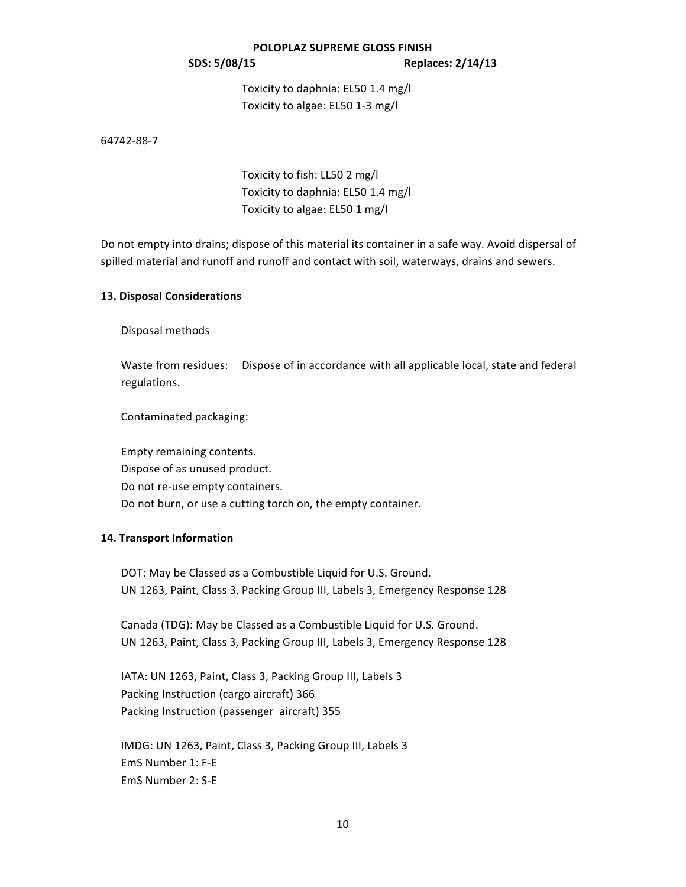Toxicity to daphnia: EL50 1.4 mg/l
Toxicity to algae: EL50 1-3 mg/l

64742-88-7

Toxicity to fish: LL50 2 mg/l
Toxicity to daphnia: EL50 1.4 mg/l
Toxicity to algae: EL50 1 mg/l

Do not empty into drains; dispose of this material its container in a safe way. Avoid dispersal of spilled material and runoff and runoff and contact with soil, waterways, drains and sewers.

**13. Disposal Considerations**

Disposal methods

Waste from residues: Dispose of in accordance with all applicable local, state and federal regulations.

Contaminated packaging:

Empty remaining contents.
Dispose of as unused product.
Do not re-use empty containers.
Do not burn, or use a cutting torch on, the empty container.

**14. Transport Information**

DOT: May be Classed as a Combustible Liquid for U.S. Ground.
UN 1263, Paint, Class 3, Packing Group III, Labels 3, Emergency Response 128

Canada (TDG): May be Classed as a Combustible Liquid for U.S. Ground.
UN 1263, Paint, Class 3, Packing Group III, Labels 3, Emergency Response 128

IATA: UN 1263, Paint, Class 3, Packing Group III, Labels 3
Packing Instruction (cargo aircraft) 366
Packing Instruction (passenger aircraft) 355

IMDG: UN 1263, Paint, Class 3, Packing Group III, Labels 3
EmS Number 1: F-E
EmS Number 2: S-E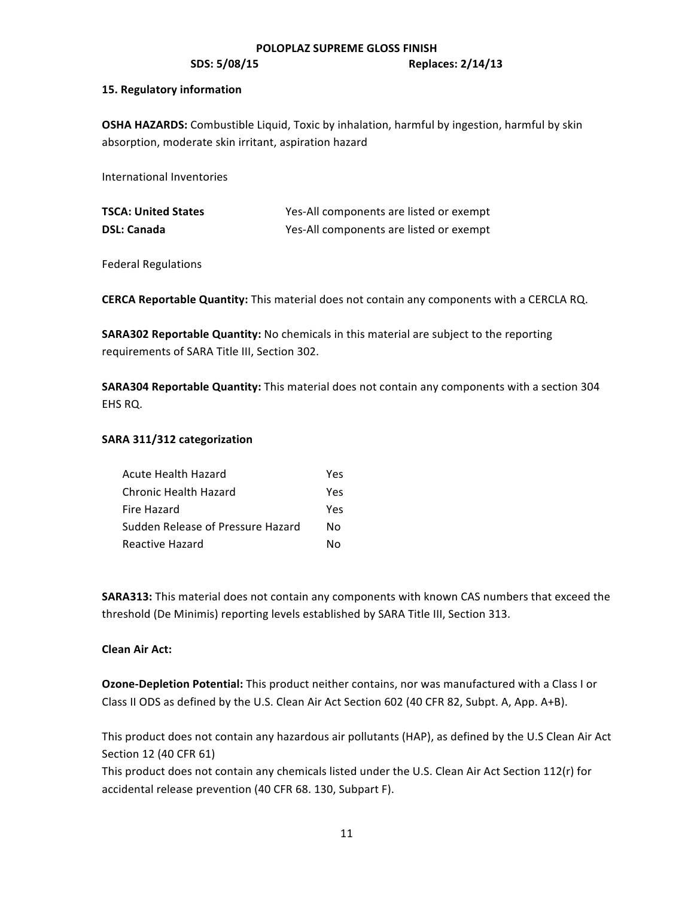## 15. Regulatory information

**OSHA HAZARDS:** Combustible Liquid, Toxic by inhalation, harmful by ingestion, harmful by skin absorption, moderate skin irritant, aspiration hazard

International Inventories

| | |
|---|---|
| **TSCA: United States** | Yes-All components are listed or exempt |
| **DSL: Canada** | Yes-All components are listed or exempt |

Federal Regulations

**CERCA Reportable Quantity:** This material does not contain any components with a CERCLA RQ.

**SARA302 Reportable Quantity:** No chemicals in this material are subject to the reporting requirements of SARA Title III, Section 302.

**SARA304 Reportable Quantity:** This material does not contain any components with a section 304 EHS RQ.

**SARA 311/312 categorization**

| | |
|---|---|
| Acute Health Hazard | Yes |
| Chronic Health Hazard | Yes |
| Fire Hazard | Yes |
| Sudden Release of Pressure Hazard | No |
| Reactive Hazard | No |

**SARA313:** This material does not contain any components with known CAS numbers that exceed the threshold (De Minimis) reporting levels established by SARA Title III, Section 313.

**Clean Air Act:**

**Ozone-Depletion Potential:** This product neither contains, nor was manufactured with a Class I or Class II ODS as defined by the U.S. Clean Air Act Section 602 (40 CFR 82, Subpt. A, App. A+B).

This product does not contain any hazardous air pollutants (HAP), as defined by the U.S Clean Air Act Section 12 (40 CFR 61)
This product does not contain any chemicals listed under the U.S. Clean Air Act Section 112(r) for accidental release prevention (40 CFR 68. 130, Subpart F).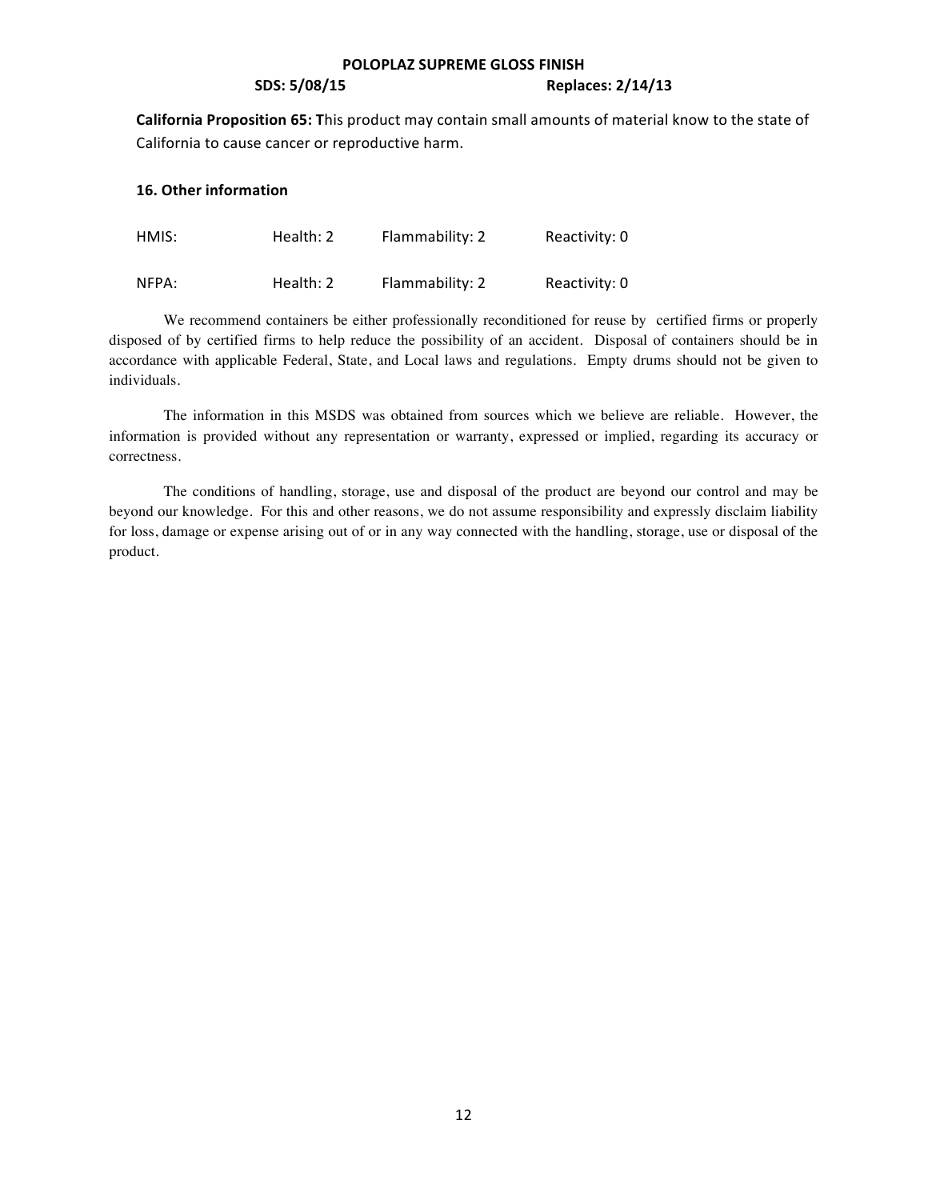**California Proposition 65:** This product may contain small amounts of material know to the state of California to cause cancer or reproductive harm.

## 16. Other information

| | | | |
|---|---|---|---|
| HMIS: | Health: 2 | Flammability: 2 | Reactivity: 0 |
| NFPA: | Health: 2 | Flammability: 2 | Reactivity: 0 |

We recommend containers be either professionally reconditioned for reuse by certified firms or properly disposed of by certified firms to help reduce the possibility of an accident. Disposal of containers should be in accordance with applicable Federal, State, and Local laws and regulations. Empty drums should not be given to individuals.

The information in this MSDS was obtained from sources which we believe are reliable. However, the information is provided without any representation or warranty, expressed or implied, regarding its accuracy or correctness.

The conditions of handling, storage, use and disposal of the product are beyond our control and may be beyond our knowledge. For this and other reasons, we do not assume responsibility and expressly disclaim liability for loss, damage or expense arising out of or in any way connected with the handling, storage, use or disposal of the product.